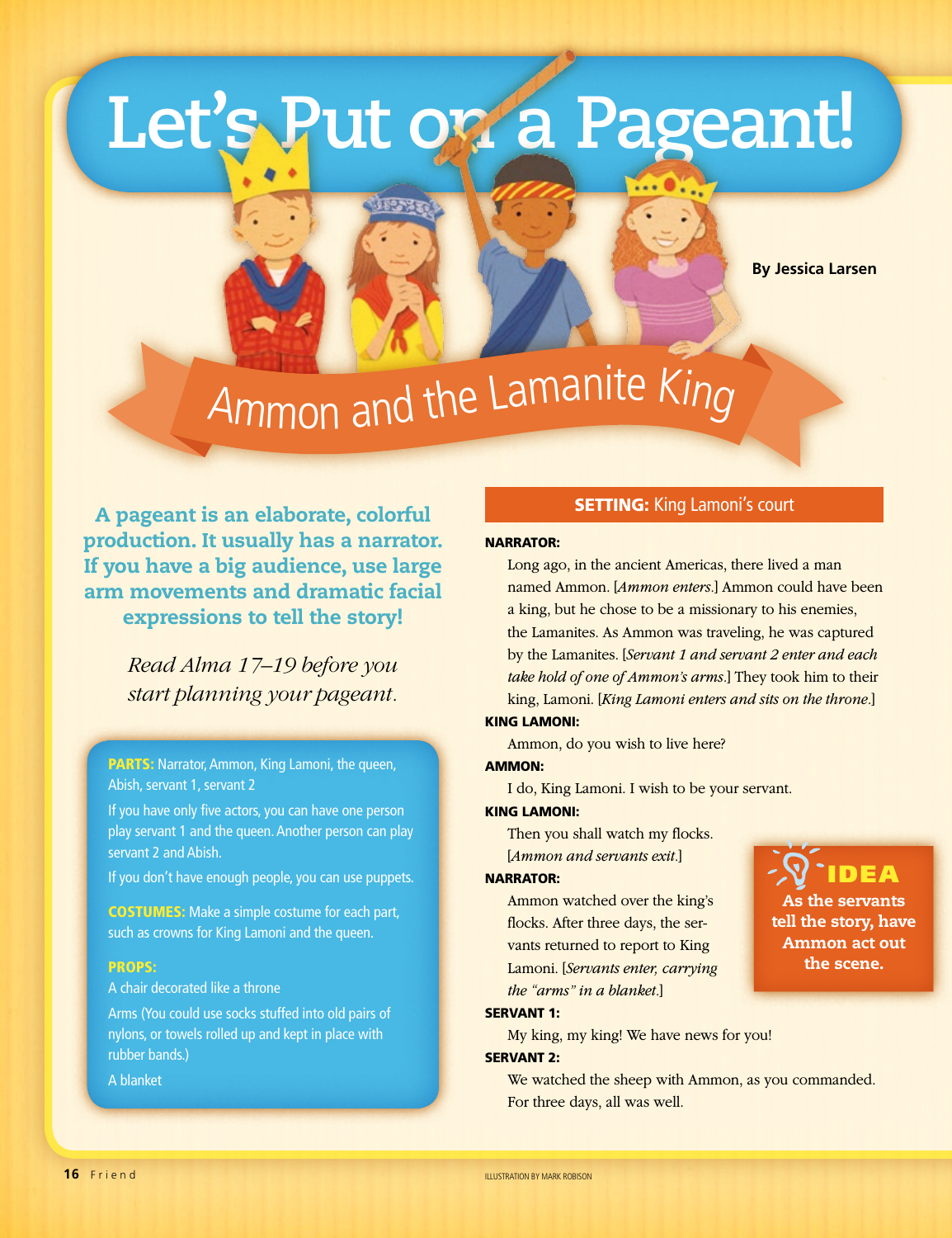# Let's Put on a Pageant!

## Ammon and the Lamanite King

By Jessica Larsen

**A pageant is an elaborate, colorful production. It usually has a narrator. If you have a big audience, use large arm movements and dramatic facial expressions to tell the story!**

*Read Alma 17–19 before you start planning your pageant.*

**PARTS:** Narrator, Ammon, King Lamoni, the queen, Abish, servant 1, servant 2

If you have only five actors, you can have one person play servant 1 and the queen. Another person can play servant 2 and Abish.

If you don't have enough people, you can use puppets.

**COSTUMES:** Make a simple costume for each part, such as crowns for King Lamoni and the queen.

**PROPS:**

A chair decorated like a throne

Arms (You could use socks stuffed into old pairs of nylons, or towels rolled up and kept in place with rubber bands.)

A blanket

**SETTING:** King Lamoni's court

**NARRATOR:**

Long ago, in the ancient Americas, there lived a man named Ammon. [*Ammon enters.*] Ammon could have been a king, but he chose to be a missionary to his enemies, the Lamanites. As Ammon was traveling, he was captured by the Lamanites. [*Servant 1 and servant 2 enter and each take hold of one of Ammon's arms.*] They took him to their king, Lamoni. [*King Lamoni enters and sits on the throne.*]

**KING LAMONI:**

Ammon, do you wish to live here?

**AMMON:**

I do, King Lamoni. I wish to be your servant.

**KING LAMONI:**

Then you shall watch my flocks. [*Ammon and servants exit.*]

**NARRATOR:**

Ammon watched over the king's flocks. After three days, the servants returned to report to King Lamoni. [*Servants enter, carrying the "arms" in a blanket.*]

**SERVANT 1:**

My king, my king! We have news for you!

**SERVANT 2:**

We watched the sheep with Ammon, as you commanded. For three days, all was well.

**IDEA**

**As the servants tell the story, have Ammon act out the scene.**

ILLUSTRATION BY MARK ROBISON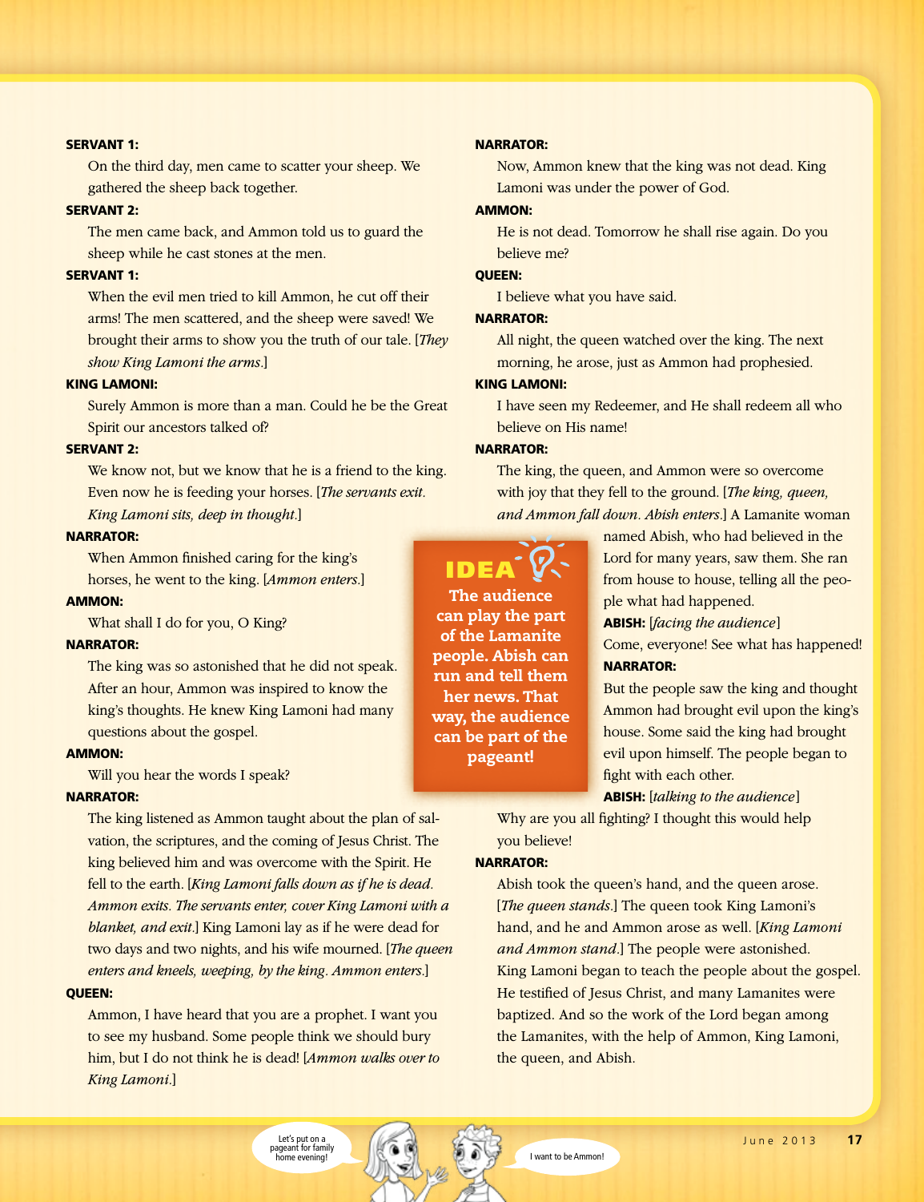**SERVANT 1:**

On the third day, men came to scatter your sheep. We gathered the sheep back together.

**SERVANT 2:**

The men came back, and Ammon told us to guard the sheep while he cast stones at the men.

**SERVANT 1:**

When the evil men tried to kill Ammon, he cut off their arms! The men scattered, and the sheep were saved! We brought their arms to show you the truth of our tale. [*They show King Lamoni the arms*.]

**KING LAMONI:**

Surely Ammon is more than a man. Could he be the Great Spirit our ancestors talked of?

**SERVANT 2:**

We know not, but we know that he is a friend to the king. Even now he is feeding your horses. [*The servants exit. King Lamoni sits, deep in thought*.]

**NARRATOR:**

When Ammon finished caring for the king's horses, he went to the king. [*Ammon enters*.]

**AMMON:**

What shall I do for you, O King?

**NARRATOR:**

The king was so astonished that he did not speak. After an hour, Ammon was inspired to know the king's thoughts. He knew King Lamoni had many questions about the gospel.

**AMMON:**

Will you hear the words I speak?

**NARRATOR:**

The king listened as Ammon taught about the plan of salvation, the scriptures, and the coming of Jesus Christ. The king believed him and was overcome with the Spirit. He fell to the earth. [*King Lamoni falls down as if he is dead. Ammon exits. The servants enter, cover King Lamoni with a blanket, and exit*.] King Lamoni lay as if he were dead for two days and two nights, and his wife mourned. [*The queen enters and kneels, weeping, by the king. Ammon enters*.]

**QUEEN:**

Ammon, I have heard that you are a prophet. I want you to see my husband. Some people think we should bury him, but I do not think he is dead! [*Ammon walks over to King Lamoni*.]

**NARRATOR:**

Now, Ammon knew that the king was not dead. King Lamoni was under the power of God.

**AMMON:**

He is not dead. Tomorrow he shall rise again. Do you believe me?

**QUEEN:**

I believe what you have said.

**NARRATOR:**

All night, the queen watched over the king. The next morning, he arose, just as Ammon had prophesied.

**KING LAMONI:**

I have seen my Redeemer, and He shall redeem all who believe on His name!

**NARRATOR:**

The king, the queen, and Ammon were so overcome with joy that they fell to the ground. [*The king, queen, and Ammon fall down. Abish enters*.] A Lamanite woman named Abish, who had believed in the Lord for many years, saw them. She ran from house to house, telling all the people what had happened.

**ABISH:** [*facing the audience*]

Come, everyone! See what has happened!

**NARRATOR:**

But the people saw the king and thought Ammon had brought evil upon the king's house. Some said the king had brought evil upon himself. The people began to fight with each other.

**ABISH:** [*talking to the audience*]

Why are you all fighting? I thought this would help you believe!

**NARRATOR:**

Abish took the queen's hand, and the queen arose. [*The queen stands*.] The queen took King Lamoni's hand, and he and Ammon arose as well. [*King Lamoni and Ammon stand*.] The people were astonished. King Lamoni began to teach the people about the gospel. He testified of Jesus Christ, and many Lamanites were baptized. And so the work of the Lord began among the Lamanites, with the help of Ammon, King Lamoni, the queen, and Abish.

**IDEA**

**The audience can play the part of the Lamanite people. Abish can run and tell them her news. That way, the audience can be part of the pageant!**

Let's put on a pageant for family home evening!

I want to be Ammon!